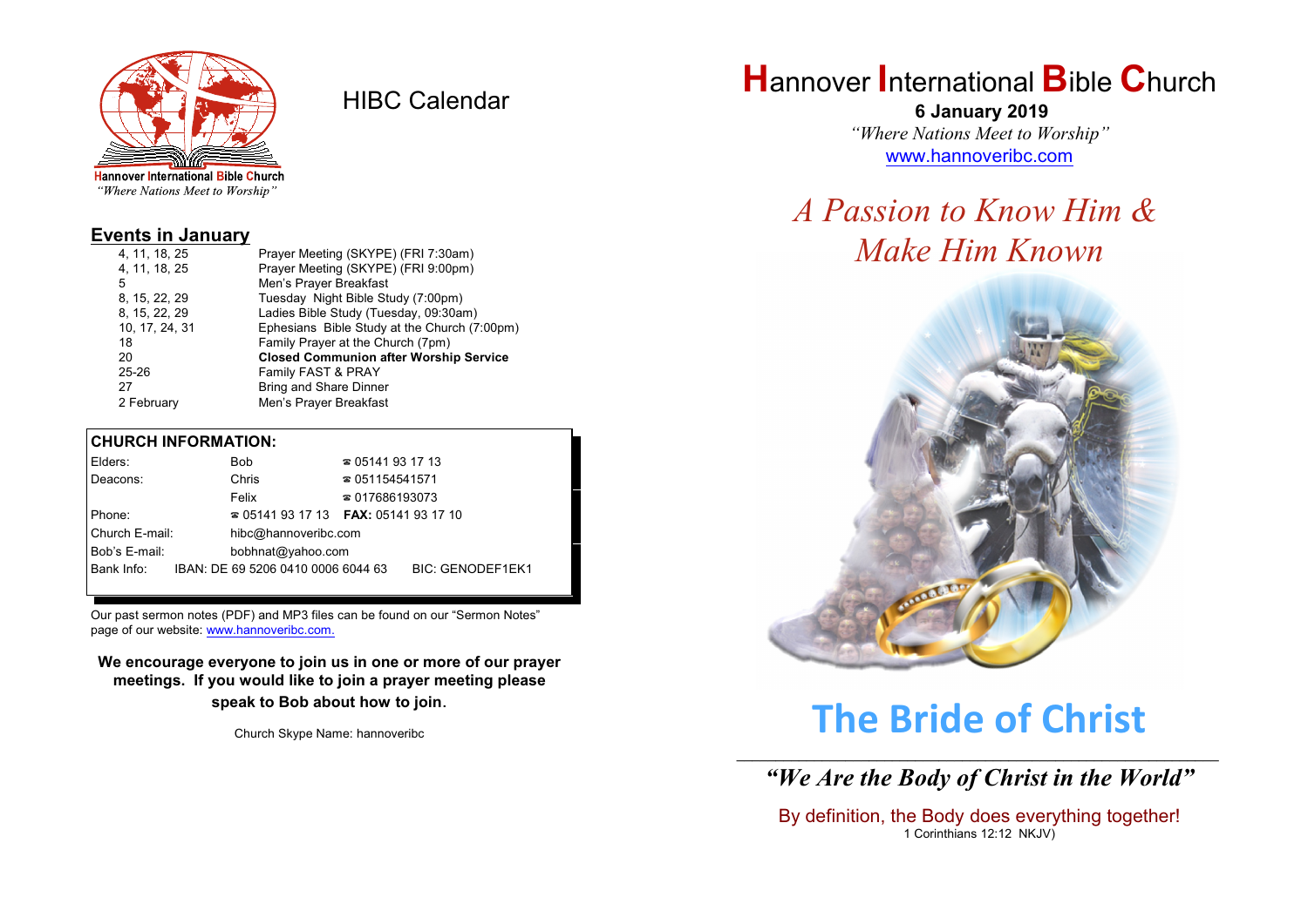Hannover International Bible Church
*"Where Nations Meet to Worship"*

# HIBC Calendar

## Events in January

| | |
|---|---|
| 4, 11, 18, 25 | Prayer Meeting (SKYPE) (FRI 7:30am) |
| 4, 11, 18, 25 | Prayer Meeting (SKYPE) (FRI 9:00pm) |
| 5 | Men's Prayer Breakfast |
| 8, 15, 22, 29 | Tuesday Night Bible Study (7:00pm) |
| 8, 15, 22, 29 | Ladies Bible Study (Tuesday, 09:30am) |
| 10, 17, 24, 31 | Ephesians Bible Study at the Church (7:00pm) |
| 18 | Family Prayer at the Church (7pm) |
| 20 | **Closed Communion after Worship Service** |
| 25-26 | Family FAST & PRAY |
| 27 | Bring and Share Dinner |
| 2 February | Men's Prayer Breakfast |

## CHURCH INFORMATION:

| | | |
|---|---|---|
| Elders: | Bob | ☎ 05141 93 17 13 |
| Deacons: | Chris | ☎ 051154541571 |
| | Felix | ☎ 017686193073 |
| Phone: | ☎ 05141 93 17 13 | **FAX:** 05141 93 17 10 |
| Church E-mail: | hibc@hannoveribc.com | |
| Bob's E-mail: | bobhnat@yahoo.com | |
| Bank Info: | IBAN: DE 69 5206 0410 0006 6044 63 | BIC: GENODEF1EK1 |

Our past sermon notes (PDF) and MP3 files can be found on our "Sermon Notes" page of our website: www.hannoveribc.com.

**We encourage everyone to join us in one or more of our prayer meetings. If you would like to join a prayer meeting please speak to Bob about how to join.**

Church Skype Name: hannoveribc

# Hannover International Bible Church

**6 January 2019**

*"Where Nations Meet to Worship"*

www.hannoveribc.com

## *A Passion to Know Him & Make Him Known*

# The Bride of Christ

---

***"We Are the Body of Christ in the World"***

By definition, the Body does everything together!
1 Corinthians 12:12 NKJV)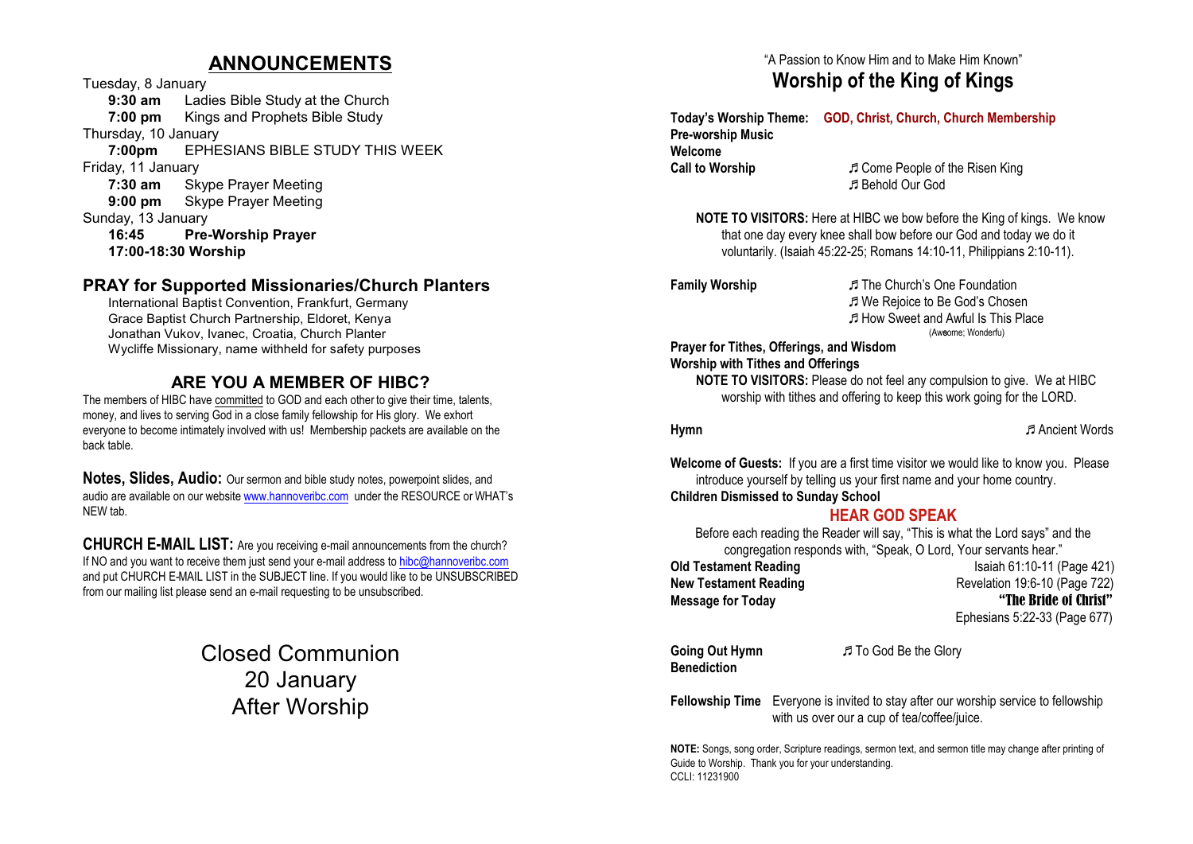# ANNOUNCEMENTS

Tuesday, 8 January

- **9:30 am** Ladies Bible Study at the Church
- **7:00 pm** Kings and Prophets Bible Study

Thursday, 10 January

- **7:00pm** EPHESIANS BIBLE STUDY THIS WEEK

Friday, 11 January

- **7:30 am** Skype Prayer Meeting
- **9:00 pm** Skype Prayer Meeting

Sunday, 13 January

- **16:45 Pre-Worship Prayer**
- **17:00-18:30 Worship**

## PRAY for Supported Missionaries/Church Planters

International Baptist Convention, Frankfurt, Germany
Grace Baptist Church Partnership, Eldoret, Kenya
Jonathan Vukov, Ivanec, Croatia, Church Planter
Wycliffe Missionary, name withheld for safety purposes

## ARE YOU A MEMBER OF HIBC?

The members of HIBC have committed to GOD and each other to give their time, talents, money, and lives to serving God in a close family fellowship for His glory. We exhort everyone to become intimately involved with us! Membership packets are available on the back table.

**Notes, Slides, Audio:** Our sermon and bible study notes, powerpoint slides, and audio are available on our website www.hannoveribc.com under the RESOURCE or WHAT's NEW tab.

**CHURCH E-MAIL LIST:** Are you receiving e-mail announcements from the church? If NO and you want to receive them just send your e-mail address to hibc@hannoveribc.com and put CHURCH E-MAIL LIST in the SUBJECT line. If you would like to be UNSUBSCRIBED from our mailing list please send an e-mail requesting to be unsubscribed.

Closed Communion
20 January
After Worship

"A Passion to Know Him and to Make Him Known"

# Worship of the King of Kings

**Today's Worship Theme:** **GOD, Christ, Church, Church Membership**

**Pre-worship Music**

**Welcome**

**Call to Worship** ♬ Come People of the Risen King
♬ Behold Our God

**NOTE TO VISITORS:** Here at HIBC we bow before the King of kings. We know that one day every knee shall bow before our God and today we do it voluntarily. (Isaiah 45:22-25; Romans 14:10-11, Philippians 2:10-11).

**Family Worship** ♬ The Church's One Foundation
♬ We Rejoice to Be God's Chosen
♬ How Sweet and Awful Is This Place
(Awesome; Wonderful)

**Prayer for Tithes, Offerings, and Wisdom**

**Worship with Tithes and Offerings**

**NOTE TO VISITORS:** Please do not feel any compulsion to give. We at HIBC worship with tithes and offering to keep this work going for the LORD.

**Hymn** ♬ Ancient Words

**Welcome of Guests:** If you are a first time visitor we would like to know you. Please introduce yourself by telling us your first name and your home country.

**Children Dismissed to Sunday School**

## HEAR GOD SPEAK

Before each reading the Reader will say, "This is what the Lord says" and the congregation responds with, "Speak, O Lord, Your servants hear."

**Old Testament Reading** Isaiah 61:10-11 (Page 421)

**New Testament Reading** Revelation 19:6-10 (Page 722)

**Message for Today** **"The Bride of Christ"**
Ephesians 5:22-33 (Page 677)

**Going Out Hymn** ♬ To God Be the Glory

**Benediction**

**Fellowship Time** Everyone is invited to stay after our worship service to fellowship with us over our a cup of tea/coffee/juice.

**NOTE:** Songs, song order, Scripture readings, sermon text, and sermon title may change after printing of Guide to Worship. Thank you for your understanding.
CCLI: 11231900